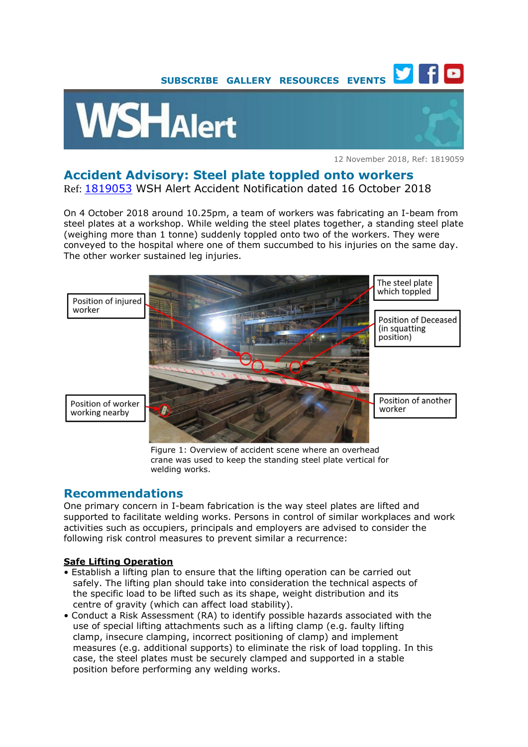SUBSCRIBE GALLERY RESOURCES EVENTS

# WSHAlert

12 November 2018, Ref: 1819059

## Accident Advisory: Steel plate toppled onto workers

Ref: 1819053 WSH Alert Accident Notification dated 16 October 2018

On 4 October 2018 around 10.25pm, a team of workers was fabricating an I-beam from steel plates at a workshop. While welding the steel plates together, a standing steel plate (weighing more than 1 tonne) suddenly toppled onto two of the workers. They were conveyed to the hospital where one of them succumbed to his injuries on the same day. The other worker sustained leg injuries.

Position of injured worker

The steel plate which toppled

Position of Deceased (in squatting position)

Position of worker working nearby

Position of another worker

Figure 1: Overview of accident scene where an overhead crane was used to keep the standing steel plate vertical for welding works.

## Recommendations

One primary concern in I-beam fabrication is the way steel plates are lifted and supported to facilitate welding works. Persons in control of similar workplaces and work activities such as occupiers, principals and employers are advised to consider the following risk control measures to prevent similar a recurrence:

**Safe Lifting Operation**

- Establish a lifting plan to ensure that the lifting operation can be carried out safely. The lifting plan should take into consideration the technical aspects of the specific load to be lifted such as its shape, weight distribution and its centre of gravity (which can affect load stability).
- Conduct a Risk Assessment (RA) to identify possible hazards associated with the use of special lifting attachments such as a lifting clamp (e.g. faulty lifting clamp, insecure clamping, incorrect positioning of clamp) and implement measures (e.g. additional supports) to eliminate the risk of load toppling. In this case, the steel plates must be securely clamped and supported in a stable position before performing any welding works.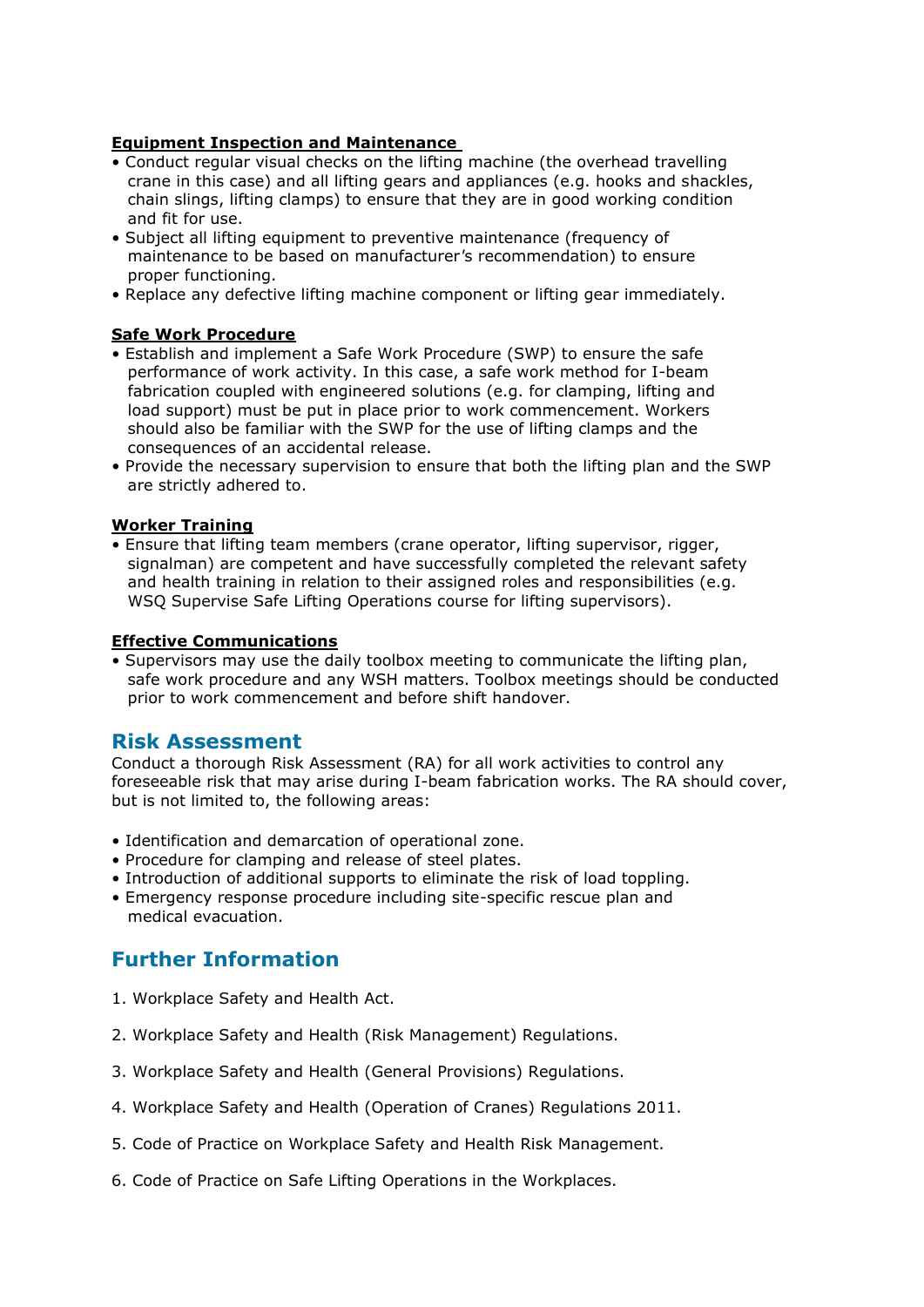**Equipment Inspection and Maintenance**

- Conduct regular visual checks on the lifting machine (the overhead travelling crane in this case) and all lifting gears and appliances (e.g. hooks and shackles, chain slings, lifting clamps) to ensure that they are in good working condition and fit for use.
- Subject all lifting equipment to preventive maintenance (frequency of maintenance to be based on manufacturer's recommendation) to ensure proper functioning.
- Replace any defective lifting machine component or lifting gear immediately.

**Safe Work Procedure**

- Establish and implement a Safe Work Procedure (SWP) to ensure the safe performance of work activity. In this case, a safe work method for I-beam fabrication coupled with engineered solutions (e.g. for clamping, lifting and load support) must be put in place prior to work commencement. Workers should also be familiar with the SWP for the use of lifting clamps and the consequences of an accidental release.
- Provide the necessary supervision to ensure that both the lifting plan and the SWP are strictly adhered to.

**Worker Training**

- Ensure that lifting team members (crane operator, lifting supervisor, rigger, signalman) are competent and have successfully completed the relevant safety and health training in relation to their assigned roles and responsibilities (e.g. WSQ Supervise Safe Lifting Operations course for lifting supervisors).

**Effective Communications**

- Supervisors may use the daily toolbox meeting to communicate the lifting plan, safe work procedure and any WSH matters. Toolbox meetings should be conducted prior to work commencement and before shift handover.

## Risk Assessment

Conduct a thorough Risk Assessment (RA) for all work activities to control any foreseeable risk that may arise during I-beam fabrication works. The RA should cover, but is not limited to, the following areas:

- Identification and demarcation of operational zone.
- Procedure for clamping and release of steel plates.
- Introduction of additional supports to eliminate the risk of load toppling.
- Emergency response procedure including site-specific rescue plan and medical evacuation.

## Further Information

1. Workplace Safety and Health Act.
2. Workplace Safety and Health (Risk Management) Regulations.
3. Workplace Safety and Health (General Provisions) Regulations.
4. Workplace Safety and Health (Operation of Cranes) Regulations 2011.
5. Code of Practice on Workplace Safety and Health Risk Management.
6. Code of Practice on Safe Lifting Operations in the Workplaces.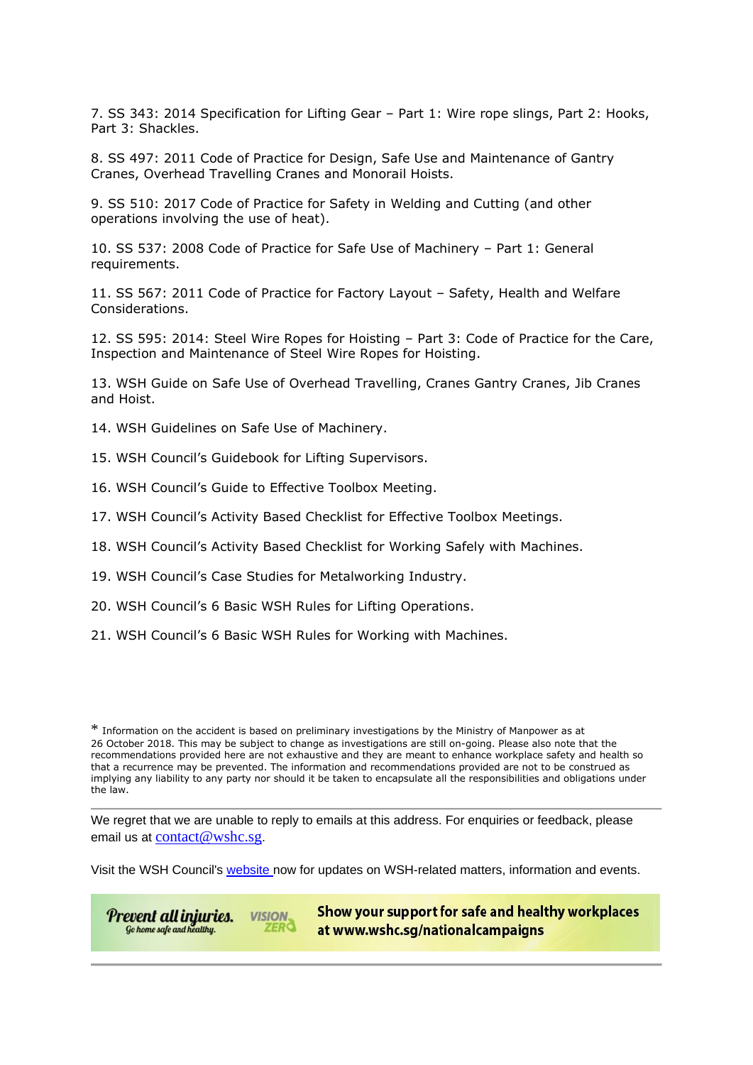7. SS 343: 2014 Specification for Lifting Gear – Part 1: Wire rope slings, Part 2: Hooks, Part 3: Shackles.

8. SS 497: 2011 Code of Practice for Design, Safe Use and Maintenance of Gantry Cranes, Overhead Travelling Cranes and Monorail Hoists.

9. SS 510: 2017 Code of Practice for Safety in Welding and Cutting (and other operations involving the use of heat).

10. SS 537: 2008 Code of Practice for Safe Use of Machinery – Part 1: General requirements.

11. SS 567: 2011 Code of Practice for Factory Layout – Safety, Health and Welfare Considerations.

12. SS 595: 2014: Steel Wire Ropes for Hoisting – Part 3: Code of Practice for the Care, Inspection and Maintenance of Steel Wire Ropes for Hoisting.

13. WSH Guide on Safe Use of Overhead Travelling, Cranes Gantry Cranes, Jib Cranes and Hoist.

14. WSH Guidelines on Safe Use of Machinery.

15. WSH Council's Guidebook for Lifting Supervisors.

16. WSH Council's Guide to Effective Toolbox Meeting.

17. WSH Council's Activity Based Checklist for Effective Toolbox Meetings.

18. WSH Council's Activity Based Checklist for Working Safely with Machines.

19. WSH Council's Case Studies for Metalworking Industry.

20. WSH Council's 6 Basic WSH Rules for Lifting Operations.

21. WSH Council's 6 Basic WSH Rules for Working with Machines.

\* Information on the accident is based on preliminary investigations by the Ministry of Manpower as at 26 October 2018. This may be subject to change as investigations are still on-going. Please also note that the recommendations provided here are not exhaustive and they are meant to enhance workplace safety and health so that a recurrence may be prevented. The information and recommendations provided are not to be construed as implying any liability to any party nor should it be taken to encapsulate all the responsibilities and obligations under the law.

---

We regret that we are unable to reply to emails at this address. For enquiries or feedback, please email us at contact@wshc.sg.

Visit the WSH Council's website now for updates on WSH-related matters, information and events.

Prevent all injuries. Go home safe and healthy. VISION ZERO

Show your support for safe and healthy workplaces at www.wshc.sg/nationalcampaigns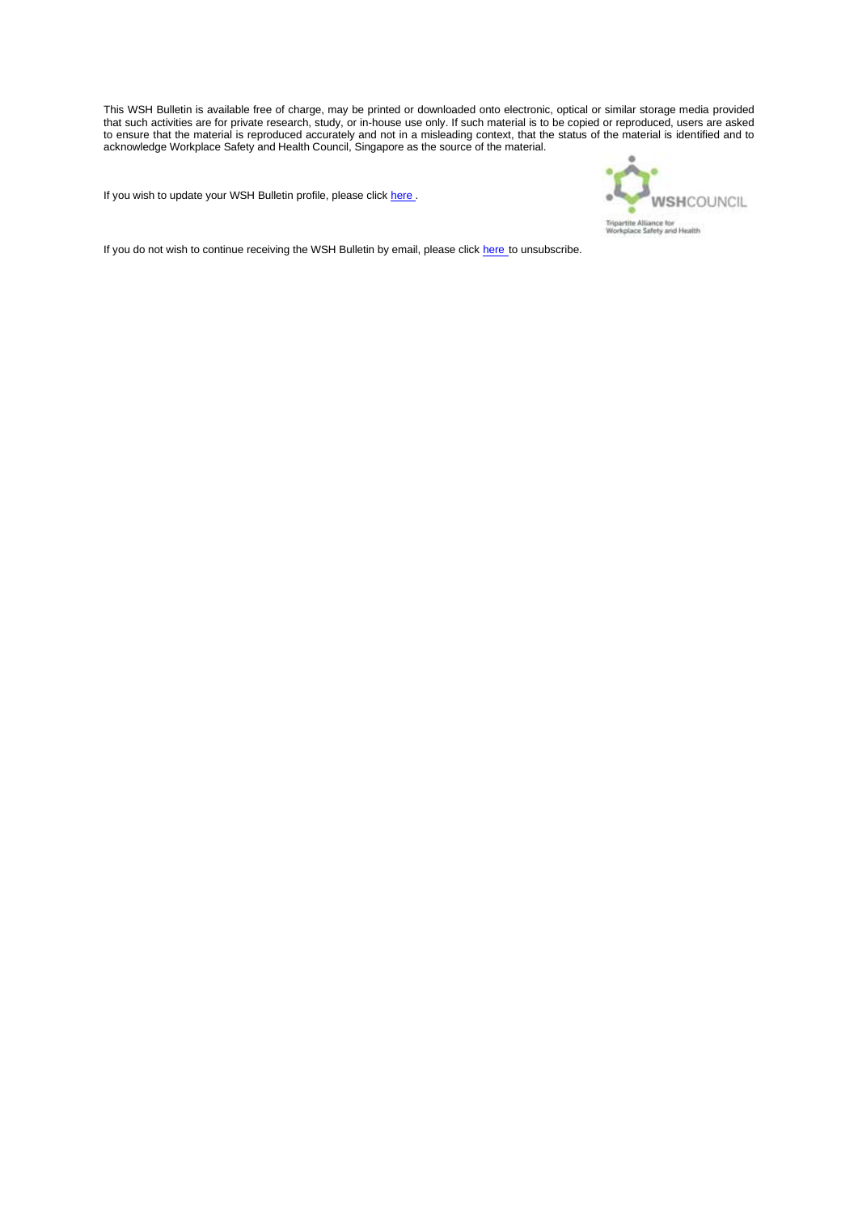This WSH Bulletin is available free of charge, may be printed or downloaded onto electronic, optical or similar storage media provided that such activities are for private research, study, or in-house use only. If such material is to be copied or reproduced, users are asked to ensure that the material is reproduced accurately and not in a misleading context, that the status of the material is identified and to acknowledge Workplace Safety and Health Council, Singapore as the source of the material.

If you wish to update your WSH Bulletin profile, please click here .

WSHCOUNCIL

Tripartite Alliance for Workplace Safety and Health

If you do not wish to continue receiving the WSH Bulletin by email, please click here to unsubscribe.